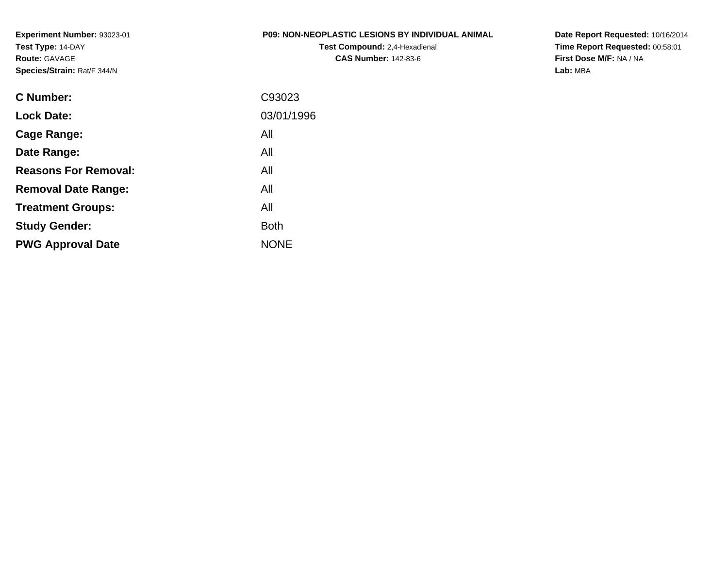**Experiment Number:** 93023-01
**Test Type:** 14-DAY
**Route:** GAVAGE
**Species/Strain:** Rat/F 344/N

**P09: NON-NEOPLASTIC LESIONS BY INDIVIDUAL ANIMAL**
**Test Compound:** 2,4-Hexadienal
**CAS Number:** 142-83-6

**Date Report Requested:** 10/16/2014
**Time Report Requested:** 00:58:01
**First Dose M/F:** NA / NA
**Lab:** MBA

| | |
|---|---|
| **C Number:** | C93023 |
| **Lock Date:** | 03/01/1996 |
| **Cage Range:** | All |
| **Date Range:** | All |
| **Reasons For Removal:** | All |
| **Removal Date Range:** | All |
| **Treatment Groups:** | All |
| **Study Gender:** | Both |
| **PWG Approval Date** | NONE |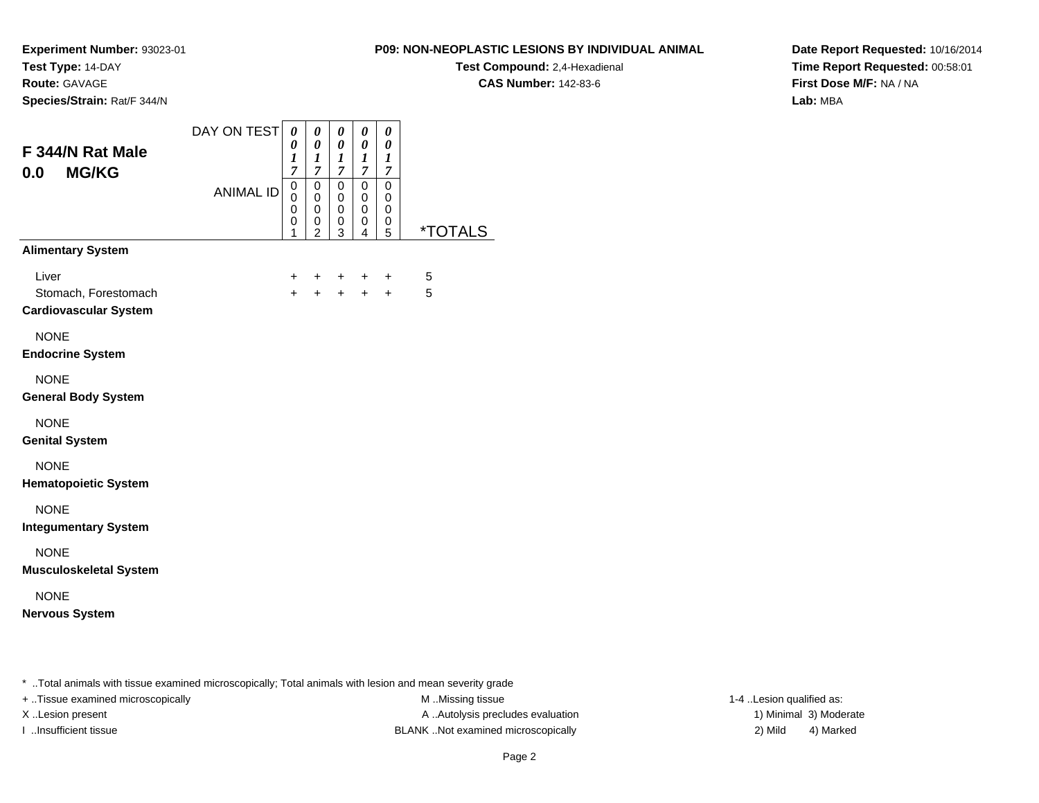**Experiment Number:** 93023-01
**Test Type:** 14-DAY
**Route:** GAVAGE
**Species/Strain:** Rat/F 344/N

**P09: NON-NEOPLASTIC LESIONS BY INDIVIDUAL ANIMAL**
**Test Compound:** 2,4-Hexadienal
**CAS Number:** 142-83-6

**Date Report Requested:** 10/16/2014
**Time Report Requested:** 00:58:01
**First Dose M/F:** NA / NA
**Lab:** MBA

## F 344/N Rat Male
## 0.0 MG/KG

| DAY ON TEST | 0017 | 0017 | 0017 | 0017 | 0017 | |
|---|---|---|---|---|---|---|
| **ANIMAL ID** | 00001 | 00002 | 00003 | 00004 | 00005 | ***TOTALS** |
| **Alimentary System** | | | | | | |
| Liver | + | + | + | + | + | 5 |
| Stomach, Forestomach | + | + | + | + | + | 5 |
| **Cardiovascular System** | | | | | | |
| NONE | | | | | | |
| **Endocrine System** | | | | | | |
| NONE | | | | | | |
| **General Body System** | | | | | | |
| NONE | | | | | | |
| **Genital System** | | | | | | |
| NONE | | | | | | |
| **Hematopoietic System** | | | | | | |
| NONE | | | | | | |
| **Integumentary System** | | | | | | |
| NONE | | | | | | |
| **Musculoskeletal System** | | | | | | |
| NONE | | | | | | |
| **Nervous System** | | | | | | |

* ..Total animals with tissue examined microscopically; Total animals with lesion and mean severity grade
+ ..Tissue examined microscopically
X ..Lesion present
I ..Insufficient tissue
M ..Missing tissue
A ..Autolysis precludes evaluation
BLANK ..Not examined microscopically
1-4 ..Lesion qualified as:
1) Minimal 3) Moderate
2) Mild 4) Marked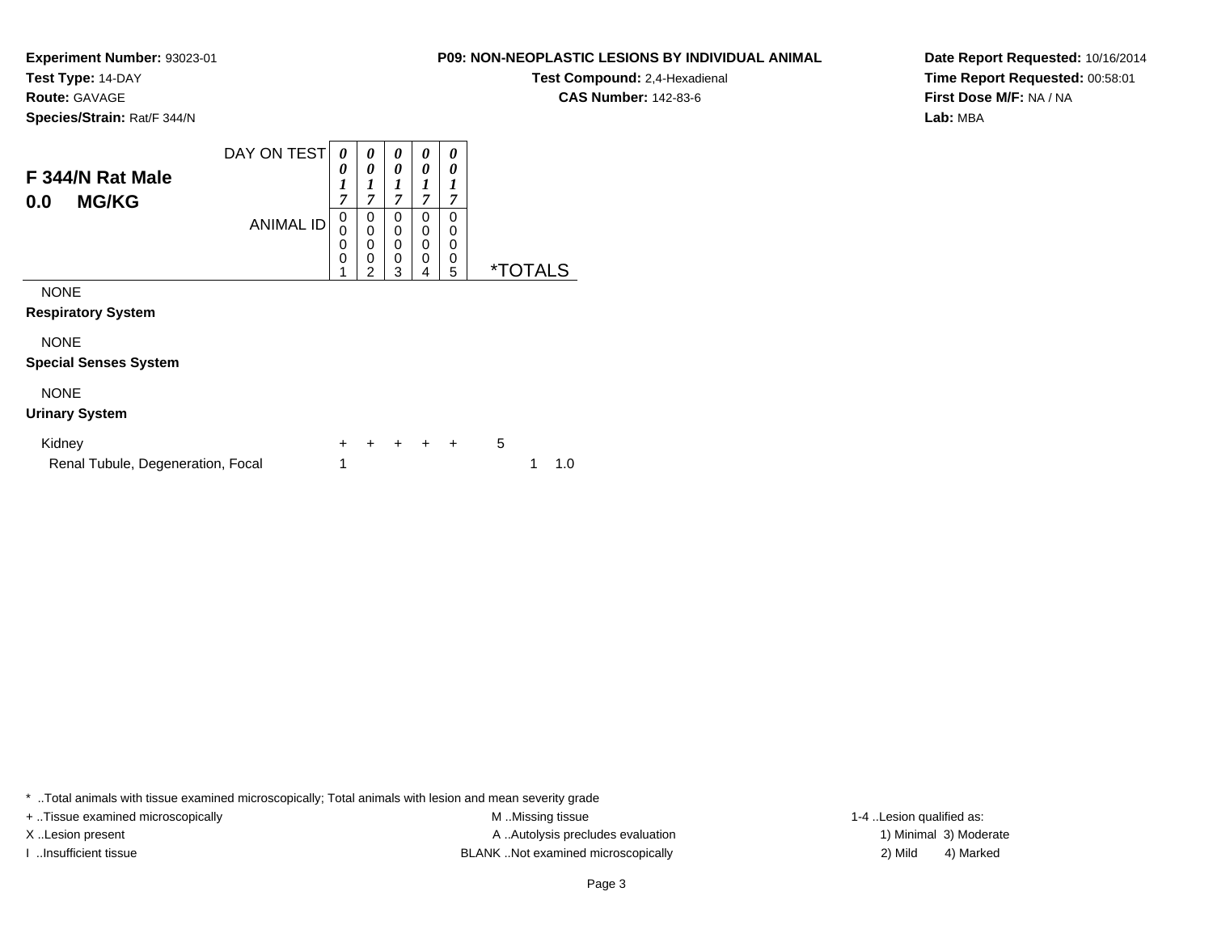**Experiment Number:** 93023-01
**Test Type:** 14-DAY
**Route:** GAVAGE
**Species/Strain:** Rat/F 344/N

**P09: NON-NEOPLASTIC LESIONS BY INDIVIDUAL ANIMAL**
**Test Compound:** 2,4-Hexadienal
**CAS Number:** 142-83-6

**Date Report Requested:** 10/16/2014
**Time Report Requested:** 00:58:01
**First Dose M/F:** NA / NA
**Lab:** MBA

## F 344/N Rat Male
## 0.0 MG/KG

| DAY ON TEST | 0017 | 0017 | 0017 | 0017 | 0017 | |
|---|---|---|---|---|---|---|
| ANIMAL ID | 00001 | 00002 | 00003 | 00004 | 00005 | *TOTALS |
| NONE | | | | | | |
| **Respiratory System** | | | | | | |
| NONE | | | | | | |
| **Special Senses System** | | | | | | |
| NONE | | | | | | |
| **Urinary System** | | | | | | |
| Kidney | + | + | + | + | + | 5 |
| Renal Tubule, Degeneration, Focal | 1 | | | | | 1 1.0 |

* ..Total animals with tissue examined microscopically; Total animals with lesion and mean severity grade
+ ..Tissue examined microscopically
X ..Lesion present
I ..Insufficient tissue
M ..Missing tissue
A ..Autolysis precludes evaluation
BLANK ..Not examined microscopically
1-4 ..Lesion qualified as:
1) Minimal 3) Moderate
2) Mild 4) Marked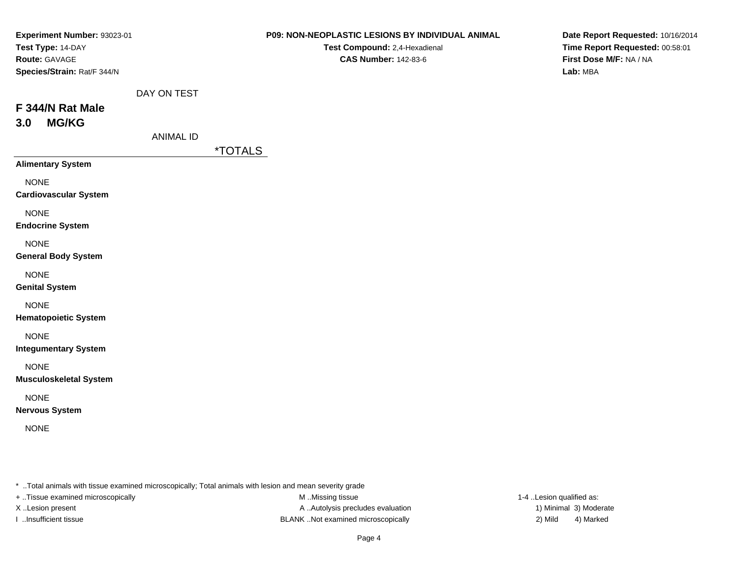**Experiment Number:** 93023-01
**Test Type:** 14-DAY
**Route:** GAVAGE
**Species/Strain:** Rat/F 344/N

**P09: NON-NEOPLASTIC LESIONS BY INDIVIDUAL ANIMAL**
**Test Compound:** 2,4-Hexadienal
**CAS Number:** 142-83-6

**Date Report Requested:** 10/16/2014
**Time Report Requested:** 00:58:01
**First Dose M/F:** NA / NA
**Lab:** MBA

DAY ON TEST

## F 344/N Rat Male
## 3.0 MG/KG

ANIMAL ID

| | *TOTALS |
|---|---|
| **Alimentary System** | |
| NONE | |
| **Cardiovascular System** | |
| NONE | |
| **Endocrine System** | |
| NONE | |
| **General Body System** | |
| NONE | |
| **Genital System** | |
| NONE | |
| **Hematopoietic System** | |
| NONE | |
| **Integumentary System** | |
| NONE | |
| **Musculoskeletal System** | |
| NONE | |
| **Nervous System** | |
| NONE | |

* ..Total animals with tissue examined microscopically; Total animals with lesion and mean severity grade
+ ..Tissue examined microscopically
X ..Lesion present
I ..Insufficient tissue

M ..Missing tissue
A ..Autolysis precludes evaluation
BLANK ..Not examined microscopically

1-4 ..Lesion qualified as:
1) Minimal 3) Moderate
2) Mild 4) Marked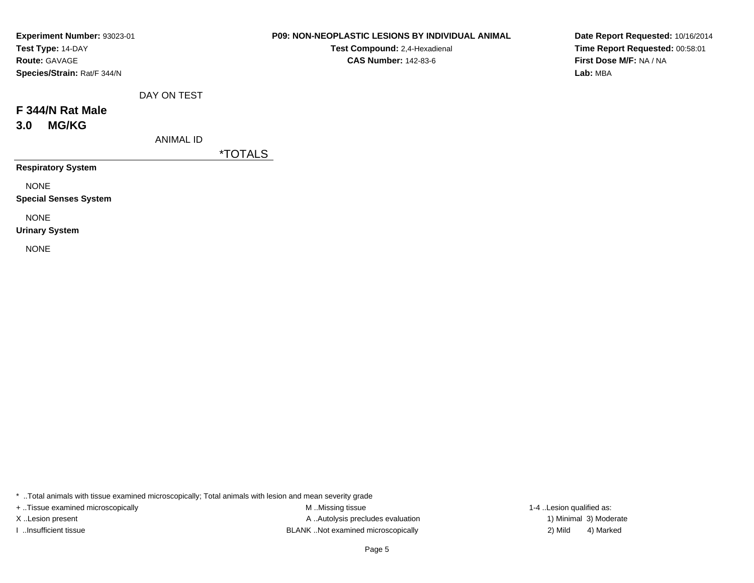**Experiment Number:** 93023-01
**Test Type:** 14-DAY
**Route:** GAVAGE
**Species/Strain:** Rat/F 344/N

**P09: NON-NEOPLASTIC LESIONS BY INDIVIDUAL ANIMAL**
**Test Compound:** 2,4-Hexadienal
**CAS Number:** 142-83-6

**Date Report Requested:** 10/16/2014
**Time Report Requested:** 00:58:01
**First Dose M/F:** NA / NA
**Lab:** MBA

DAY ON TEST

## F 344/N Rat Male
## 3.0 MG/KG

ANIMAL ID

| | *TOTALS |
|---|---|
| **Respiratory System** | |
| NONE | |
| **Special Senses System** | |
| NONE | |
| **Urinary System** | |
| NONE | |

* ..Total animals with tissue examined microscopically; Total animals with lesion and mean severity grade
+ ..Tissue examined microscopically
X ..Lesion present
I ..Insufficient tissue
M ..Missing tissue
A ..Autolysis precludes evaluation
BLANK ..Not examined microscopically
1-4 ..Lesion qualified as:
1) Minimal 3) Moderate
2) Mild 4) Marked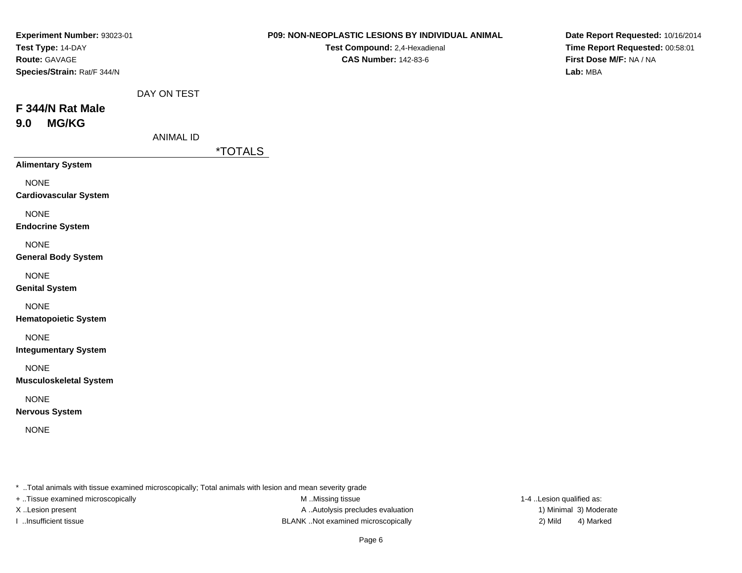**Experiment Number:** 93023-01
**Test Type:** 14-DAY
**Route:** GAVAGE
**Species/Strain:** Rat/F 344/N

**P09: NON-NEOPLASTIC LESIONS BY INDIVIDUAL ANIMAL**
**Test Compound:** 2,4-Hexadienal
**CAS Number:** 142-83-6

**Date Report Requested:** 10/16/2014
**Time Report Requested:** 00:58:01
**First Dose M/F:** NA / NA
**Lab:** MBA

DAY ON TEST

## F 344/N Rat Male
## 9.0 MG/KG

ANIMAL ID

*TOTALS

**Alimentary System**

NONE

**Cardiovascular System**

NONE

**Endocrine System**

NONE

**General Body System**

NONE

**Genital System**

NONE

**Hematopoietic System**

NONE

**Integumentary System**

NONE

**Musculoskeletal System**

NONE

**Nervous System**

NONE

* ..Total animals with tissue examined microscopically; Total animals with lesion and mean severity grade
+ ..Tissue examined microscopically
X ..Lesion present
I ..Insufficient tissue

M ..Missing tissue
A ..Autolysis precludes evaluation
BLANK ..Not examined microscopically

1-4 ..Lesion qualified as:
1) Minimal 3) Moderate
2) Mild 4) Marked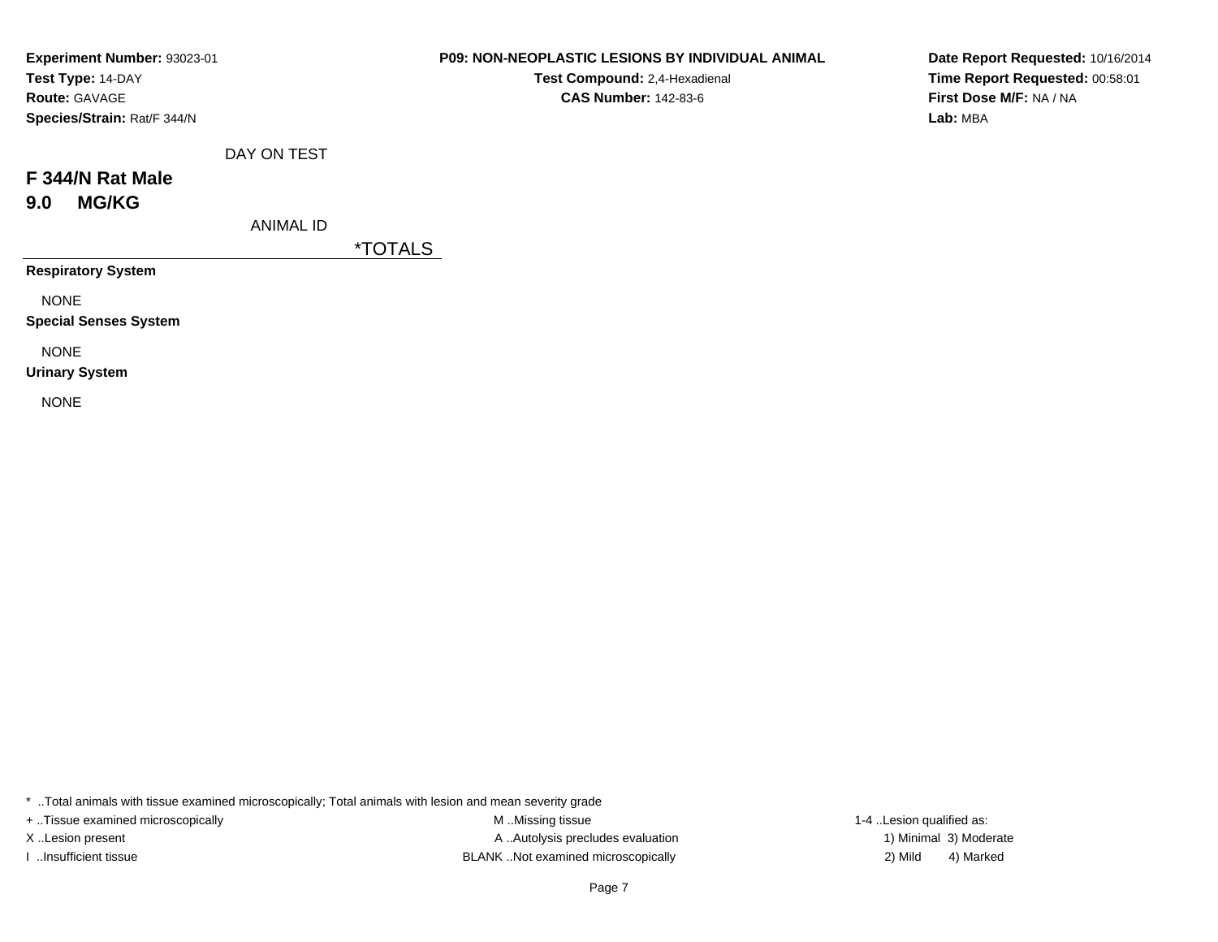**Experiment Number:** 93023-01
**Test Type:** 14-DAY
**Route:** GAVAGE
**Species/Strain:** Rat/F 344/N

**P09: NON-NEOPLASTIC LESIONS BY INDIVIDUAL ANIMAL**
**Test Compound:** 2,4-Hexadienal
**CAS Number:** 142-83-6

**Date Report Requested:** 10/16/2014
**Time Report Requested:** 00:58:01
**First Dose M/F:** NA / NA
**Lab:** MBA

DAY ON TEST

## F 344/N Rat Male
## 9.0 MG/KG

ANIMAL ID

*TOTALS

**Respiratory System**

NONE

**Special Senses System**

NONE

**Urinary System**

NONE

* ..Total animals with tissue examined microscopically; Total animals with lesion and mean severity grade
+ ..Tissue examined microscopically
X ..Lesion present
I ..Insufficient tissue
M ..Missing tissue
A ..Autolysis precludes evaluation
BLANK ..Not examined microscopically
1-4 ..Lesion qualified as:
1) Minimal 3) Moderate
2) Mild 4) Marked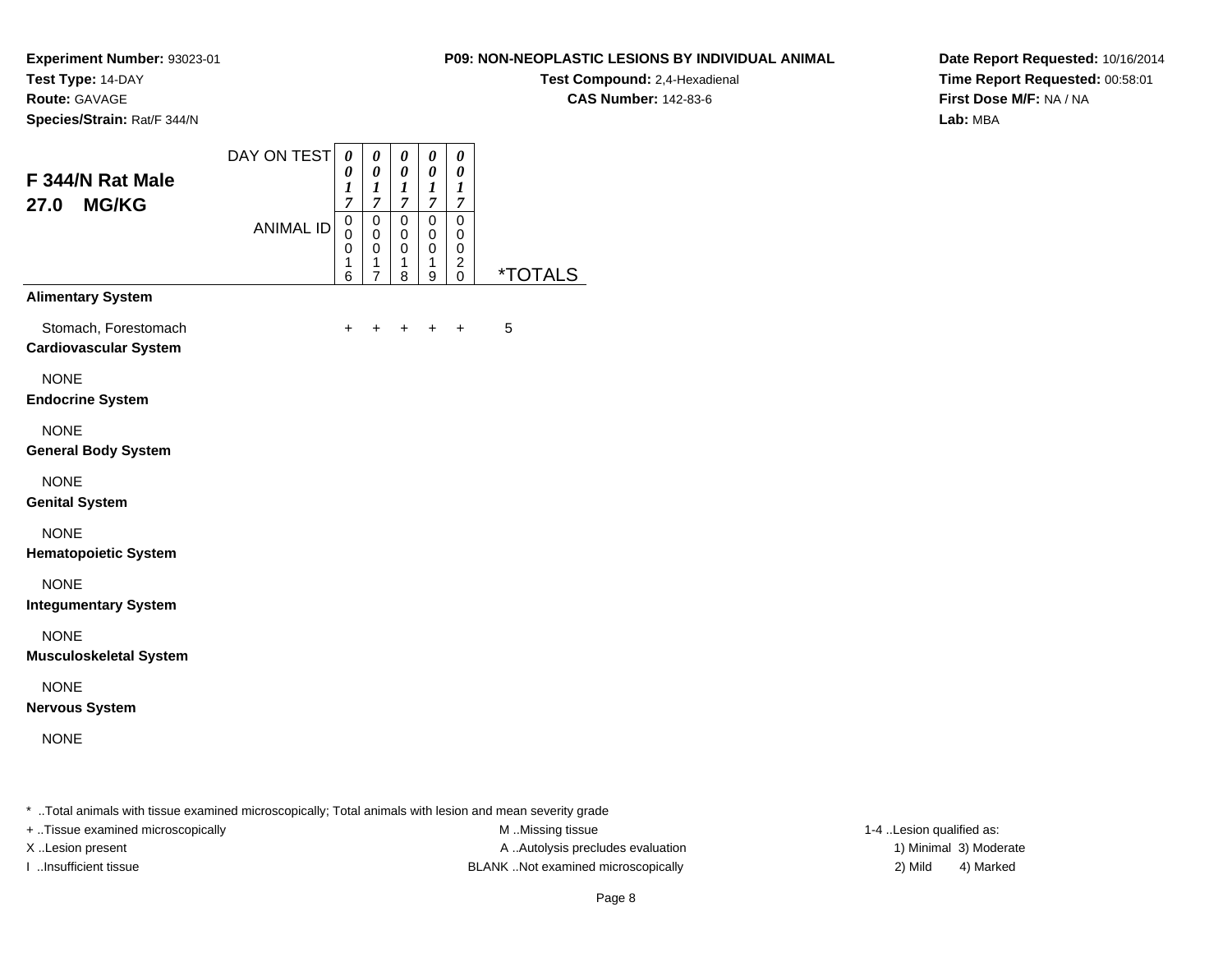**Experiment Number:** 93023-01
**Test Type:** 14-DAY
**Route:** GAVAGE
**Species/Strain:** Rat/F 344/N

**P09: NON-NEOPLASTIC LESIONS BY INDIVIDUAL ANIMAL**
**Test Compound:** 2,4-Hexadienal
**CAS Number:** 142-83-6

**Date Report Requested:** 10/16/2014
**Time Report Requested:** 00:58:01
**First Dose M/F:** NA / NA
**Lab:** MBA

## F 344/N Rat Male 27.0 MG/KG

| DAY ON TEST | 0017 | 0017 | 0017 | 0017 | 0017 | |
|---|---|---|---|---|---|---|
| ANIMAL ID | 00016 | 00017 | 00018 | 00019 | 00020 | *TOTALS |
| **Alimentary System** | | | | | | |
| Stomach, Forestomach | + | + | + | + | + | 5 |
| **Cardiovascular System** | | | | | | |
| NONE | | | | | | |
| **Endocrine System** | | | | | | |
| NONE | | | | | | |
| **General Body System** | | | | | | |
| NONE | | | | | | |
| **Genital System** | | | | | | |
| NONE | | | | | | |
| **Hematopoietic System** | | | | | | |
| NONE | | | | | | |
| **Integumentary System** | | | | | | |
| NONE | | | | | | |
| **Musculoskeletal System** | | | | | | |
| NONE | | | | | | |
| **Nervous System** | | | | | | |
| NONE | | | | | | |

* ..Total animals with tissue examined microscopically; Total animals with lesion and mean severity grade
+ ..Tissue examined microscopically
X ..Lesion present
I ..Insufficient tissue

M ..Missing tissue
A ..Autolysis precludes evaluation
BLANK ..Not examined microscopically

1-4 ..Lesion qualified as:
1) Minimal 3) Moderate
2) Mild 4) Marked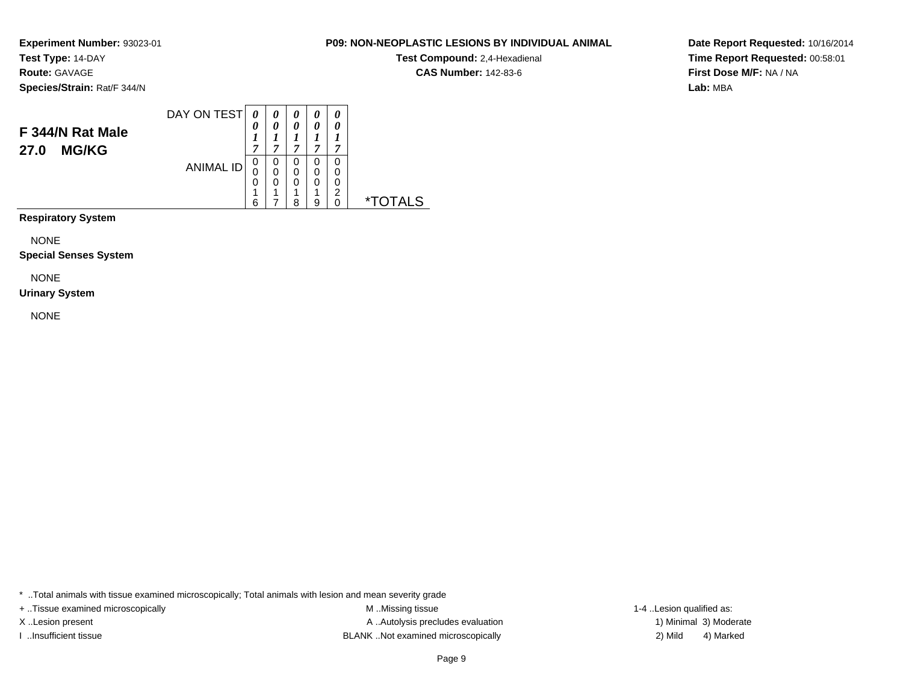**Experiment Number:** 93023-01
**Test Type:** 14-DAY
**Route:** GAVAGE
**Species/Strain:** Rat/F 344/N

**P09: NON-NEOPLASTIC LESIONS BY INDIVIDUAL ANIMAL**
**Test Compound:** 2,4-Hexadienal
**CAS Number:** 142-83-6

**Date Report Requested:** 10/16/2014
**Time Report Requested:** 00:58:01
**First Dose M/F:** NA / NA
**Lab:** MBA

## F 344/N Rat Male
## 27.0 MG/KG

| DAY ON TEST | 0017 | 0017 | 0017 | 0017 | 0017 | |
|---|---|---|---|---|---|---|
| ANIMAL ID | 00016 | 00017 | 00018 | 00019 | 00020 | *TOTALS |

**Respiratory System**

NONE

**Special Senses System**

NONE

**Urinary System**

NONE

* ..Total animals with tissue examined microscopically; Total animals with lesion and mean severity grade
+ ..Tissue examined microscopically
X ..Lesion present
I ..Insufficient tissue
M ..Missing tissue
A ..Autolysis precludes evaluation
BLANK ..Not examined microscopically
1-4 ..Lesion qualified as:
1) Minimal 3) Moderate
2) Mild 4) Marked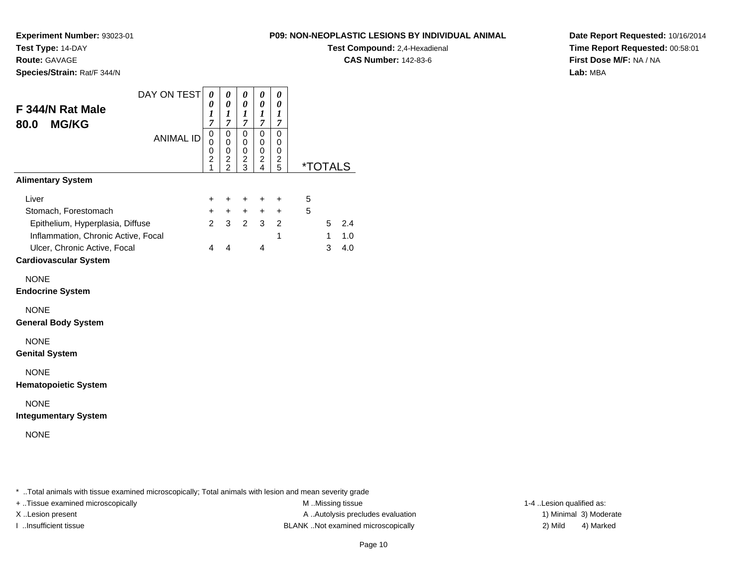**Experiment Number:** 93023-01
**Test Type:** 14-DAY
**Route:** GAVAGE
**Species/Strain:** Rat/F 344/N

**P09: NON-NEOPLASTIC LESIONS BY INDIVIDUAL ANIMAL**
**Test Compound:** 2,4-Hexadienal
**CAS Number:** 142-83-6

**Date Report Requested:** 10/16/2014
**Time Report Requested:** 00:58:01
**First Dose M/F:** NA / NA
**Lab:** MBA

## F 344/N Rat Male
## 80.0 MG/KG

| DAY ON TEST | 0017 | 0017 | 0017 | 0017 | 0017 | *TOTALS | | |
|---|---|---|---|---|---|---|---|---|
| ANIMAL ID | 00021 | 00022 | 00023 | 00024 | 00025 | | | |
| **Alimentary System** | | | | | | | | |
| Liver | + | + | + | + | + | 5 | | |
| Stomach, Forestomach | + | + | + | + | + | 5 | | |
| Epithelium, Hyperplasia, Diffuse | 2 | 3 | 2 | 3 | 2 | | 5 | 2.4 |
| Inflammation, Chronic Active, Focal | | | | | 1 | | 1 | 1.0 |
| Ulcer, Chronic Active, Focal | 4 | 4 | | 4 | | | 3 | 4.0 |
| **Cardiovascular System** | | | | | | | | |
| NONE | | | | | | | | |
| **Endocrine System** | | | | | | | | |
| NONE | | | | | | | | |
| **General Body System** | | | | | | | | |
| NONE | | | | | | | | |
| **Genital System** | | | | | | | | |
| NONE | | | | | | | | |
| **Hematopoietic System** | | | | | | | | |
| NONE | | | | | | | | |
| **Integumentary System** | | | | | | | | |
| NONE | | | | | | | | |

\* ..Total animals with tissue examined microscopically; Total animals with lesion and mean severity grade
+ ..Tissue examined microscopically
X ..Lesion present
I ..Insufficient tissue
M ..Missing tissue
A ..Autolysis precludes evaluation
BLANK ..Not examined microscopically
1-4 ..Lesion qualified as:
1) Minimal 3) Moderate
2) Mild 4) Marked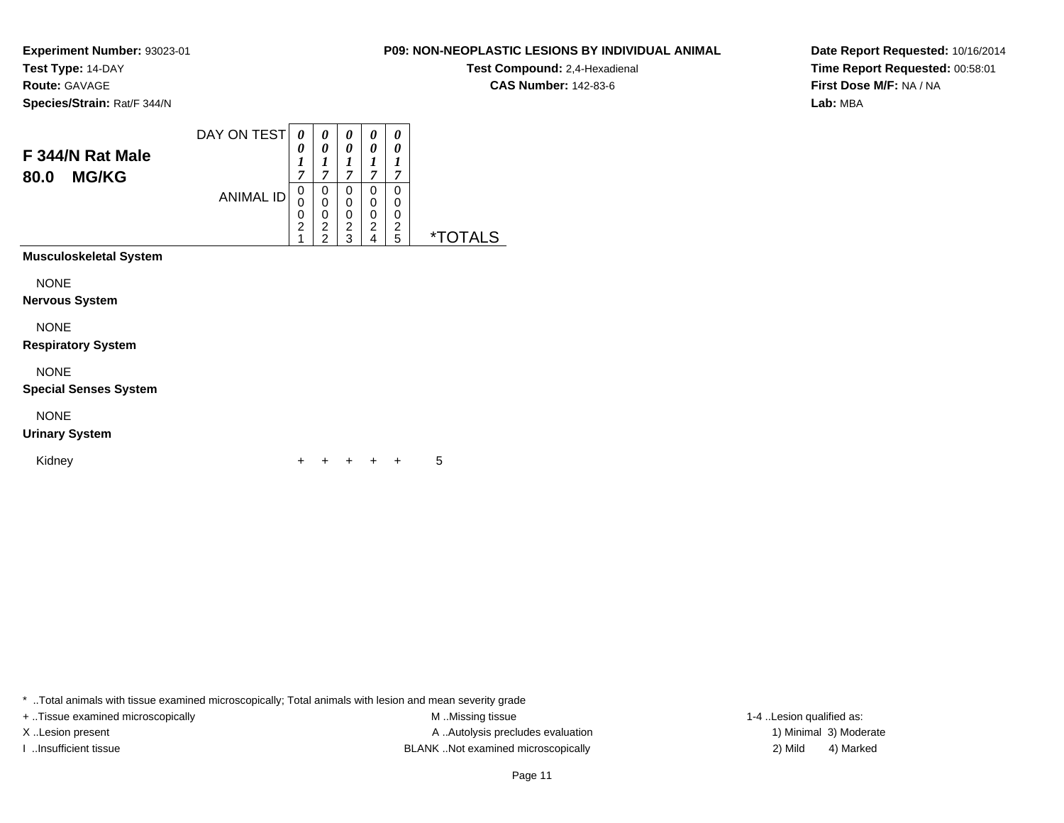**Experiment Number:** 93023-01
**Test Type:** 14-DAY
**Route:** GAVAGE
**Species/Strain:** Rat/F 344/N

**P09: NON-NEOPLASTIC LESIONS BY INDIVIDUAL ANIMAL**
**Test Compound:** 2,4-Hexadienal
**CAS Number:** 142-83-6

**Date Report Requested:** 10/16/2014
**Time Report Requested:** 00:58:01
**First Dose M/F:** NA / NA
**Lab:** MBA

## F 344/N Rat Male 80.0 MG/KG

| DAY ON TEST | 0017 | 0017 | 0017 | 0017 | 0017 | |
|---|---|---|---|---|---|---|
| ANIMAL ID | 00021 | 00022 | 00023 | 00024 | 00025 | *TOTALS |
| **Musculoskeletal System** | | | | | | |
| NONE | | | | | | |
| **Nervous System** | | | | | | |
| NONE | | | | | | |
| **Respiratory System** | | | | | | |
| NONE | | | | | | |
| **Special Senses System** | | | | | | |
| NONE | | | | | | |
| **Urinary System** | | | | | | |
| Kidney | + | + | + | + | + | 5 |

* ..Total animals with tissue examined microscopically; Total animals with lesion and mean severity grade

+ ..Tissue examined microscopically
X ..Lesion present
I ..Insufficient tissue

M ..Missing tissue
A ..Autolysis precludes evaluation
BLANK ..Not examined microscopically

1-4 ..Lesion qualified as:
1) Minimal 3) Moderate
2) Mild 4) Marked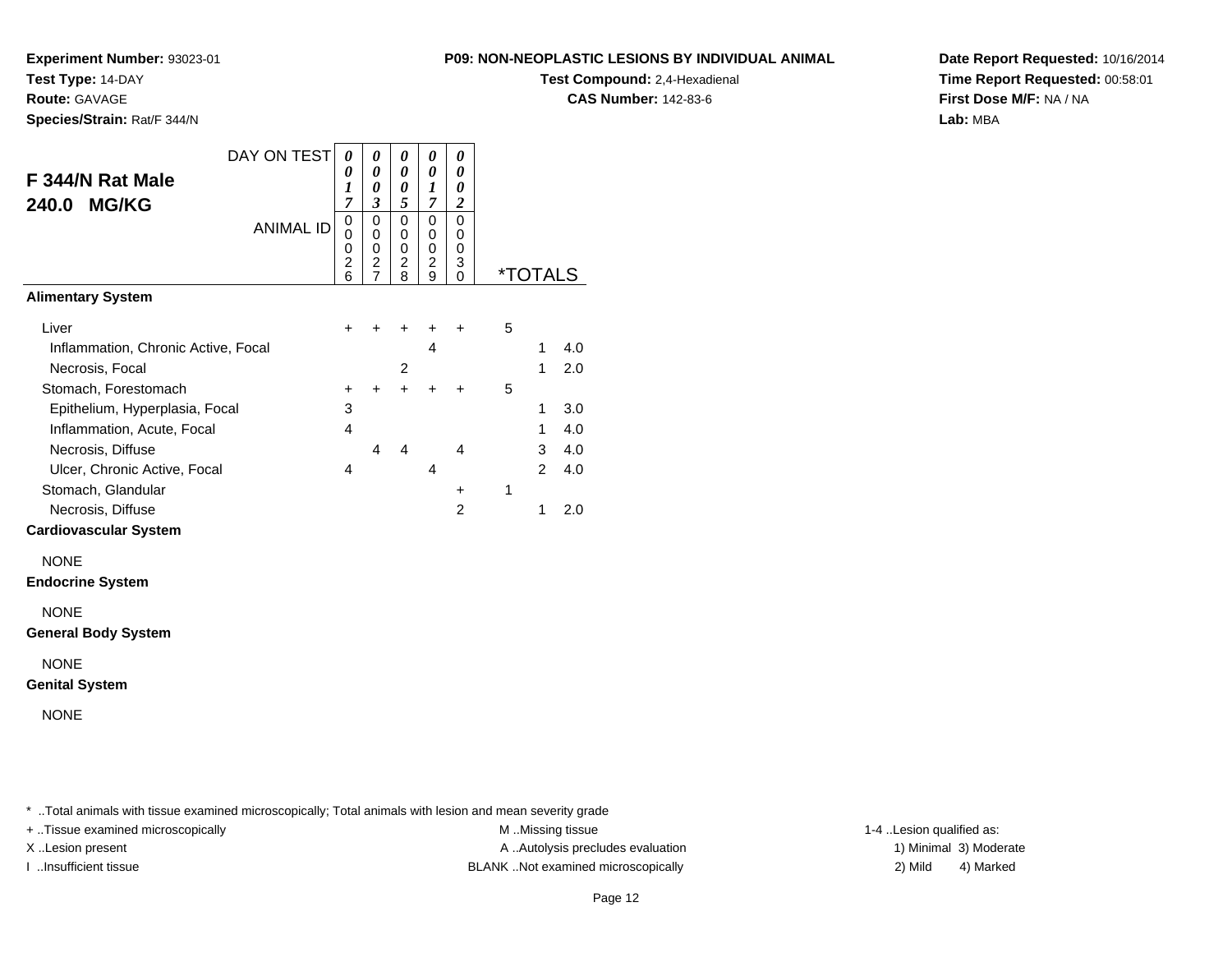**Experiment Number:** 93023-01
**Test Type:** 14-DAY
**Route:** GAVAGE
**Species/Strain:** Rat/F 344/N

**P09: NON-NEOPLASTIC LESIONS BY INDIVIDUAL ANIMAL**
**Test Compound:** 2,4-Hexadienal
**CAS Number:** 142-83-6

**Date Report Requested:** 10/16/2014
**Time Report Requested:** 00:58:01
**First Dose M/F:** NA / NA
**Lab:** MBA

## F 344/N Rat Male
## 240.0 MG/KG

| DAY ON TEST | 0017 | 0003 | 0005 | 0017 | 0002 | *TOTALS | | |
|---|---|---|---|---|---|---|---|---|
| ANIMAL ID | 00026 | 00027 | 00028 | 00029 | 00030 | | | |
| **Alimentary System** | | | | | | | | |
| Liver | + | + | + | + | + | 5 | | |
| Inflammation, Chronic Active, Focal | | | | 4 | | | 1 | 4.0 |
| Necrosis, Focal | | | 2 | | | | 1 | 2.0 |
| Stomach, Forestomach | + | + | + | + | + | 5 | | |
| Epithelium, Hyperplasia, Focal | 3 | | | | | | 1 | 3.0 |
| Inflammation, Acute, Focal | 4 | | | | | | 1 | 4.0 |
| Necrosis, Diffuse | | 4 | 4 | | 4 | | 3 | 4.0 |
| Ulcer, Chronic Active, Focal | 4 | | | 4 | | | 2 | 4.0 |
| Stomach, Glandular | | | | | + | 1 | | |
| Necrosis, Diffuse | | | | | 2 | | 1 | 2.0 |
| **Cardiovascular System** | | | | | | | | |
| NONE | | | | | | | | |
| **Endocrine System** | | | | | | | | |
| NONE | | | | | | | | |
| **General Body System** | | | | | | | | |
| NONE | | | | | | | | |
| **Genital System** | | | | | | | | |
| NONE | | | | | | | | |

* ..Total animals with tissue examined microscopically; Total animals with lesion and mean severity grade
+ ..Tissue examined microscopically
X ..Lesion present
I ..Insufficient tissue

M ..Missing tissue
A ..Autolysis precludes evaluation
BLANK ..Not examined microscopically

1-4 ..Lesion qualified as:
1) Minimal 3) Moderate
2) Mild 4) Marked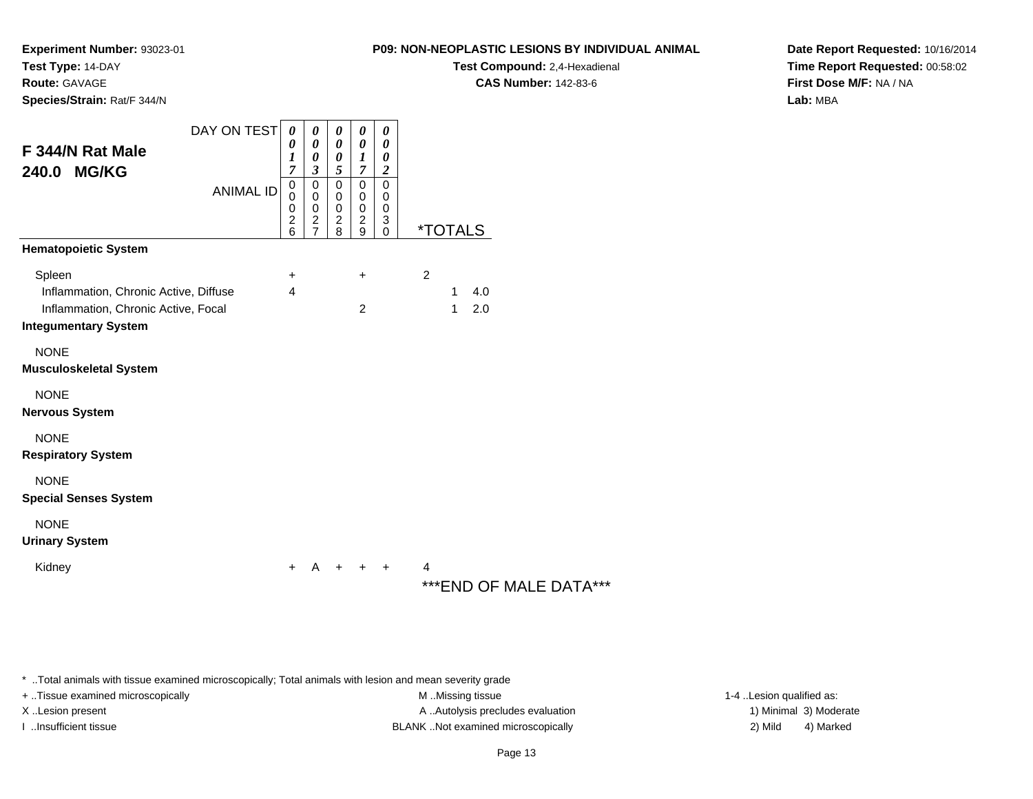**Experiment Number:** 93023-01
**Test Type:** 14-DAY
**Route:** GAVAGE
**Species/Strain:** Rat/F 344/N

**P09: NON-NEOPLASTIC LESIONS BY INDIVIDUAL ANIMAL**
**Test Compound:** 2,4-Hexadienal
**CAS Number:** 142-83-6

**Date Report Requested:** 10/16/2014
**Time Report Requested:** 00:58:02
**First Dose M/F:** NA / NA
**Lab:** MBA

## F 344/N Rat Male 240.0 MG/KG

| DAY ON TEST | 0017 | 0003 | 0005 | 0017 | 0002 | *TOTALS | | |
|---|---|---|---|---|---|---|---|---|
| ANIMAL ID | 00026 | 00027 | 00028 | 00029 | 00030 | | | |
| **Hematopoietic System** | | | | | | | | |
| Spleen | + | | | + | | 2 | | |
| Inflammation, Chronic Active, Diffuse | 4 | | | | | | 1 | 4.0 |
| Inflammation, Chronic Active, Focal | | | | 2 | | | 1 | 2.0 |
| **Integumentary System** | | | | | | | | |
| NONE | | | | | | | | |
| **Musculoskeletal System** | | | | | | | | |
| NONE | | | | | | | | |
| **Nervous System** | | | | | | | | |
| NONE | | | | | | | | |
| **Respiratory System** | | | | | | | | |
| NONE | | | | | | | | |
| **Special Senses System** | | | | | | | | |
| NONE | | | | | | | | |
| **Urinary System** | | | | | | | | |
| Kidney | + | A | + | + | + | 4 | | |

***END OF MALE DATA***

* ..Total animals with tissue examined microscopically; Total animals with lesion and mean severity grade
+ ..Tissue examined microscopically
X ..Lesion present
I ..Insufficient tissue
M ..Missing tissue
A ..Autolysis precludes evaluation
BLANK ..Not examined microscopically
1-4 ..Lesion qualified as:
1) Minimal 3) Moderate
2) Mild 4) Marked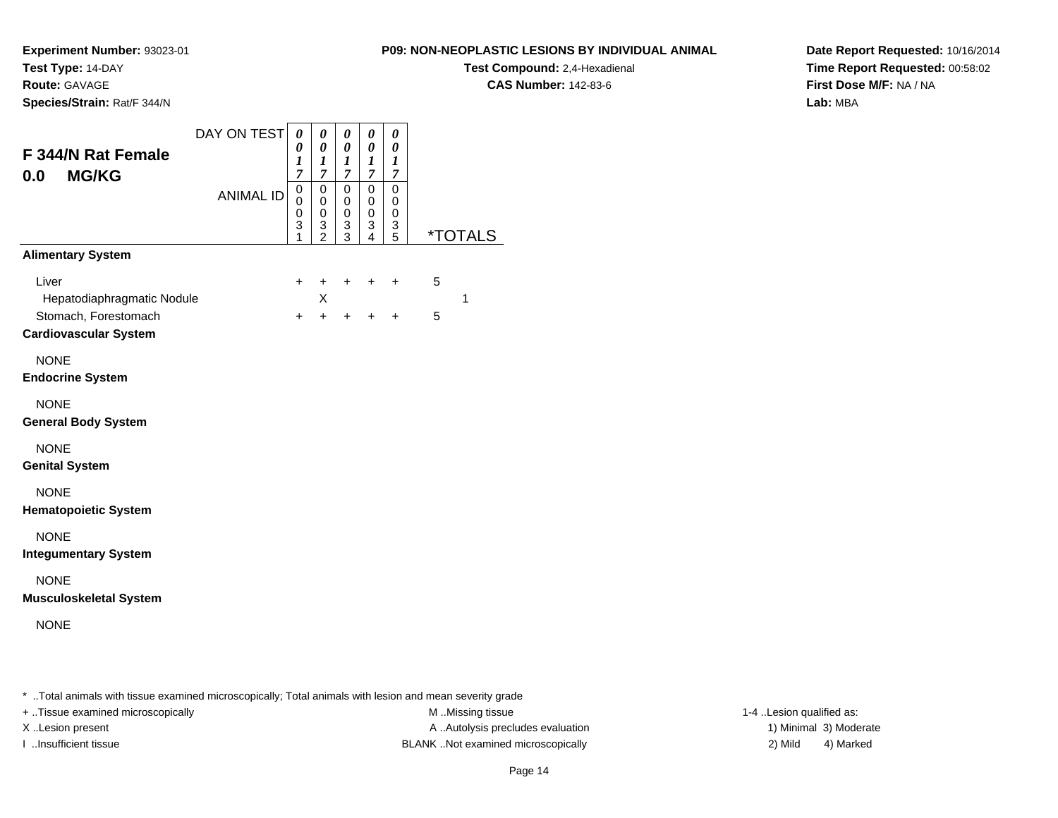**Experiment Number:** 93023-01
**Test Type:** 14-DAY
**Route:** GAVAGE
**Species/Strain:** Rat/F 344/N

**P09: NON-NEOPLASTIC LESIONS BY INDIVIDUAL ANIMAL**
**Test Compound:** 2,4-Hexadienal
**CAS Number:** 142-83-6

**Date Report Requested:** 10/16/2014
**Time Report Requested:** 00:58:02
**First Dose M/F:** NA / NA
**Lab:** MBA

## F 344/N Rat Female
## 0.0 MG/KG

| DAY ON TEST | 0017 | 0017 | 0017 | 0017 | 0017 | | |
|---|---|---|---|---|---|---|---|
| ANIMAL ID | 00031 | 00032 | 00033 | 00034 | 00035 | *TOTALS | |
| **Alimentary System** | | | | | | | |
| Liver | + | + | + | + | + | 5 | |
| Hepatodiaphragmatic Nodule | | X | | | | | 1 |
| Stomach, Forestomach | + | + | + | + | + | 5 | |
| **Cardiovascular System** | | | | | | | |
| NONE | | | | | | | |
| **Endocrine System** | | | | | | | |
| NONE | | | | | | | |
| **General Body System** | | | | | | | |
| NONE | | | | | | | |
| **Genital System** | | | | | | | |
| NONE | | | | | | | |
| **Hematopoietic System** | | | | | | | |
| NONE | | | | | | | |
| **Integumentary System** | | | | | | | |
| NONE | | | | | | | |
| **Musculoskeletal System** | | | | | | | |
| NONE | | | | | | | |

* ..Total animals with tissue examined microscopically; Total animals with lesion and mean severity grade

+ ..Tissue examined microscopically
X ..Lesion present
I ..Insufficient tissue

M ..Missing tissue
A ..Autolysis precludes evaluation
BLANK ..Not examined microscopically

1-4 ..Lesion qualified as:
1) Minimal 3) Moderate
2) Mild 4) Marked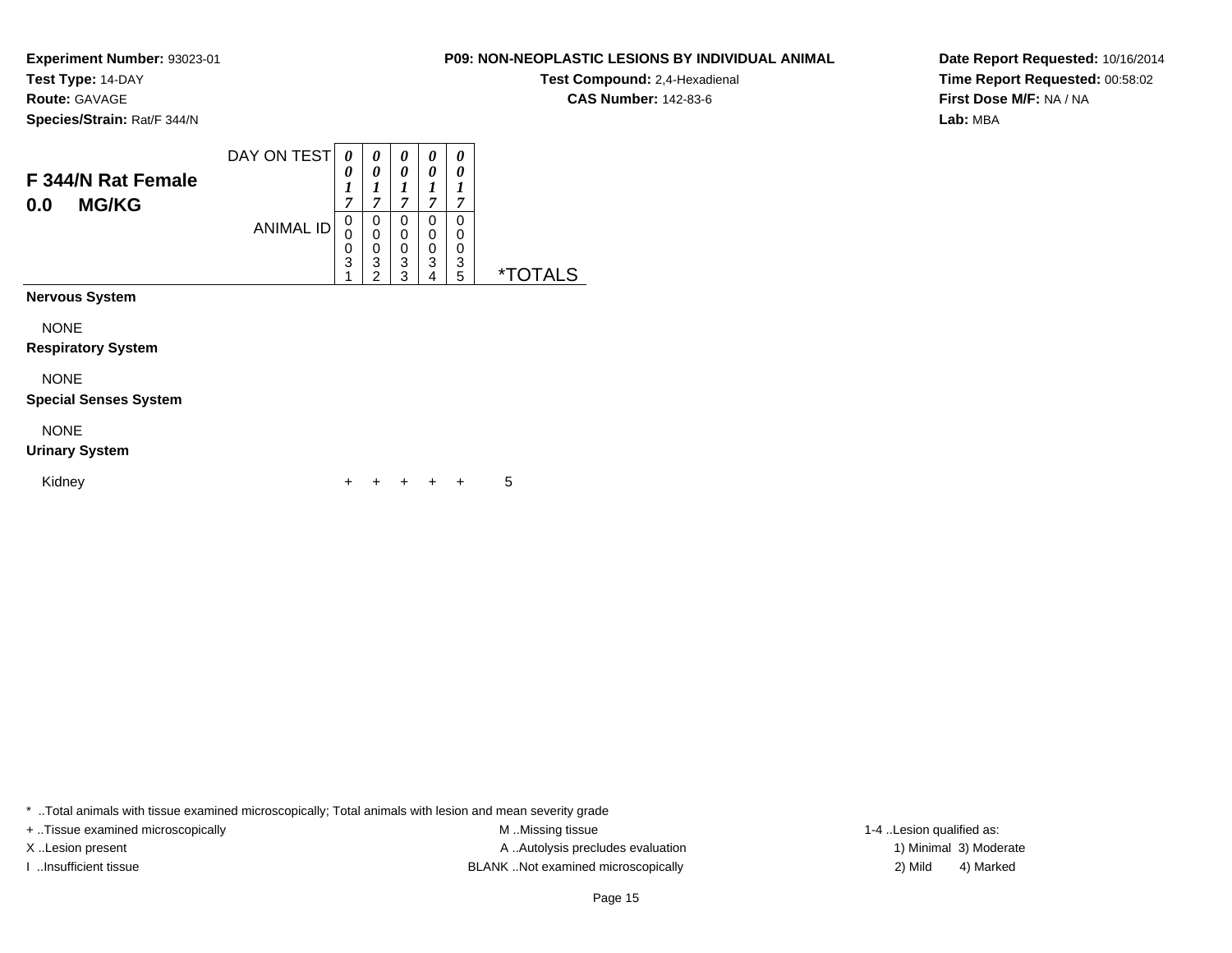**Experiment Number:** 93023-01
**Test Type:** 14-DAY
**Route:** GAVAGE
**Species/Strain:** Rat/F 344/N

**P09: NON-NEOPLASTIC LESIONS BY INDIVIDUAL ANIMAL**
**Test Compound:** 2,4-Hexadienal
**CAS Number:** 142-83-6

**Date Report Requested:** 10/16/2014
**Time Report Requested:** 00:58:02
**First Dose M/F:** NA / NA
**Lab:** MBA

## F 344/N Rat Female 0.0 MG/KG

| | | | | | | |
|---|---|---|---|---|---|---|
| DAY ON TEST | 0017 | 0017 | 0017 | 0017 | 0017 | |
| ANIMAL ID | 00031 | 00032 | 00033 | 00034 | 00035 | *TOTALS |
| **Nervous System** | | | | | | |
| NONE | | | | | | |
| **Respiratory System** | | | | | | |
| NONE | | | | | | |
| **Special Senses System** | | | | | | |
| NONE | | | | | | |
| **Urinary System** | | | | | | |
| Kidney | + | + | + | + | + | 5 |

* ..Total animals with tissue examined microscopically; Total animals with lesion and mean severity grade
+ ..Tissue examined microscopically
X ..Lesion present
I ..Insufficient tissue
M ..Missing tissue
A ..Autolysis precludes evaluation
BLANK ..Not examined microscopically
1-4 ..Lesion qualified as:
1) Minimal 2) Mild 3) Moderate 4) Marked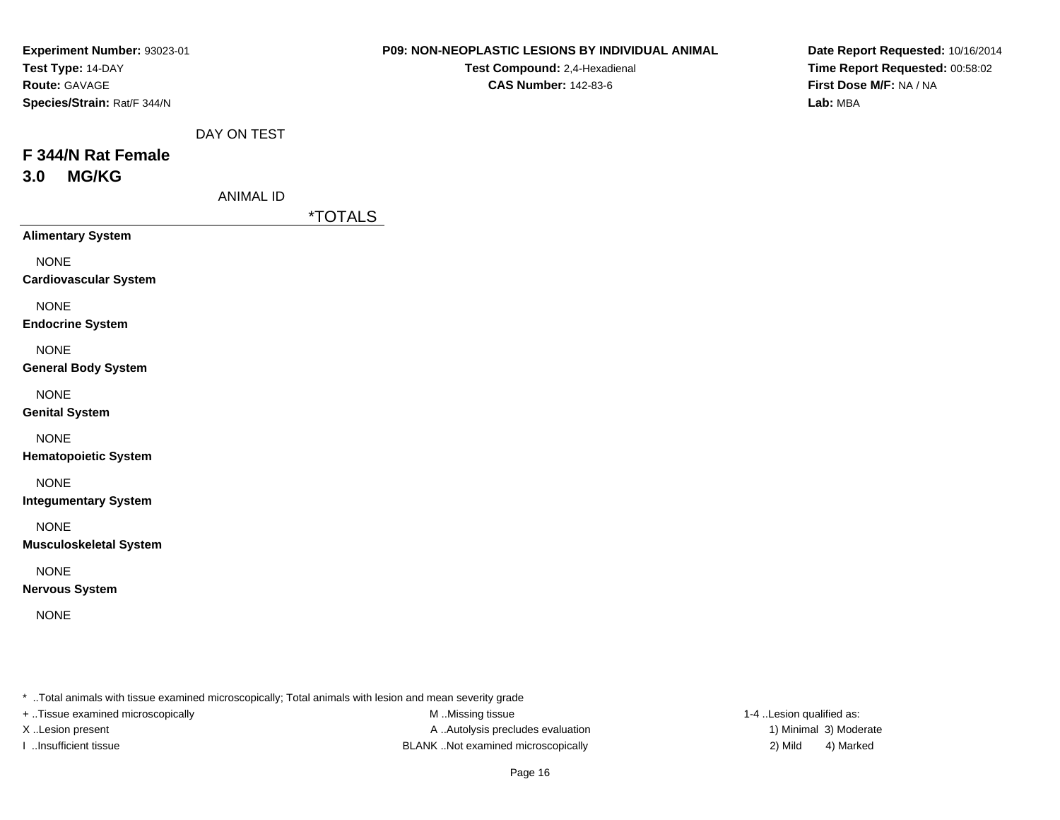**Experiment Number:** 93023-01
**Test Type:** 14-DAY
**Route:** GAVAGE
**Species/Strain:** Rat/F 344/N

**P09: NON-NEOPLASTIC LESIONS BY INDIVIDUAL ANIMAL**
**Test Compound:** 2,4-Hexadienal
**CAS Number:** 142-83-6

**Date Report Requested:** 10/16/2014
**Time Report Requested:** 00:58:02
**First Dose M/F:** NA / NA
**Lab:** MBA

DAY ON TEST

## F 344/N Rat Female
## 3.0 MG/KG

ANIMAL ID

*TOTALS

**Alimentary System**

NONE

**Cardiovascular System**

NONE

**Endocrine System**

NONE

**General Body System**

NONE

**Genital System**

NONE

**Hematopoietic System**

NONE

**Integumentary System**

NONE

**Musculoskeletal System**

NONE

**Nervous System**

NONE

* ..Total animals with tissue examined microscopically; Total animals with lesion and mean severity grade
+ ..Tissue examined microscopically
X ..Lesion present
I ..Insufficient tissue

M ..Missing tissue
A ..Autolysis precludes evaluation
BLANK ..Not examined microscopically

1-4 ..Lesion qualified as:
1) Minimal 3) Moderate
2) Mild 4) Marked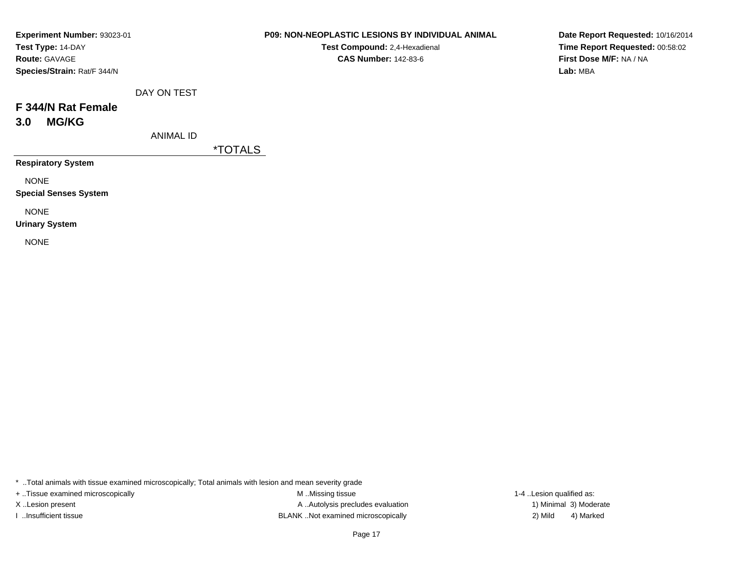**Experiment Number:** 93023-01
**Test Type:** 14-DAY
**Route:** GAVAGE
**Species/Strain:** Rat/F 344/N

**P09: NON-NEOPLASTIC LESIONS BY INDIVIDUAL ANIMAL**
**Test Compound:** 2,4-Hexadienal
**CAS Number:** 142-83-6

**Date Report Requested:** 10/16/2014
**Time Report Requested:** 00:58:02
**First Dose M/F:** NA / NA
**Lab:** MBA

DAY ON TEST

## F 344/N Rat Female
## 3.0 MG/KG

ANIMAL ID

*TOTALS

**Respiratory System**

NONE

**Special Senses System**

NONE

**Urinary System**

NONE

* ..Total animals with tissue examined microscopically; Total animals with lesion and mean severity grade
+ ..Tissue examined microscopically
X ..Lesion present
I ..Insufficient tissue
M ..Missing tissue
A ..Autolysis precludes evaluation
BLANK ..Not examined microscopically
1-4 ..Lesion qualified as:
1) Minimal 3) Moderate
2) Mild 4) Marked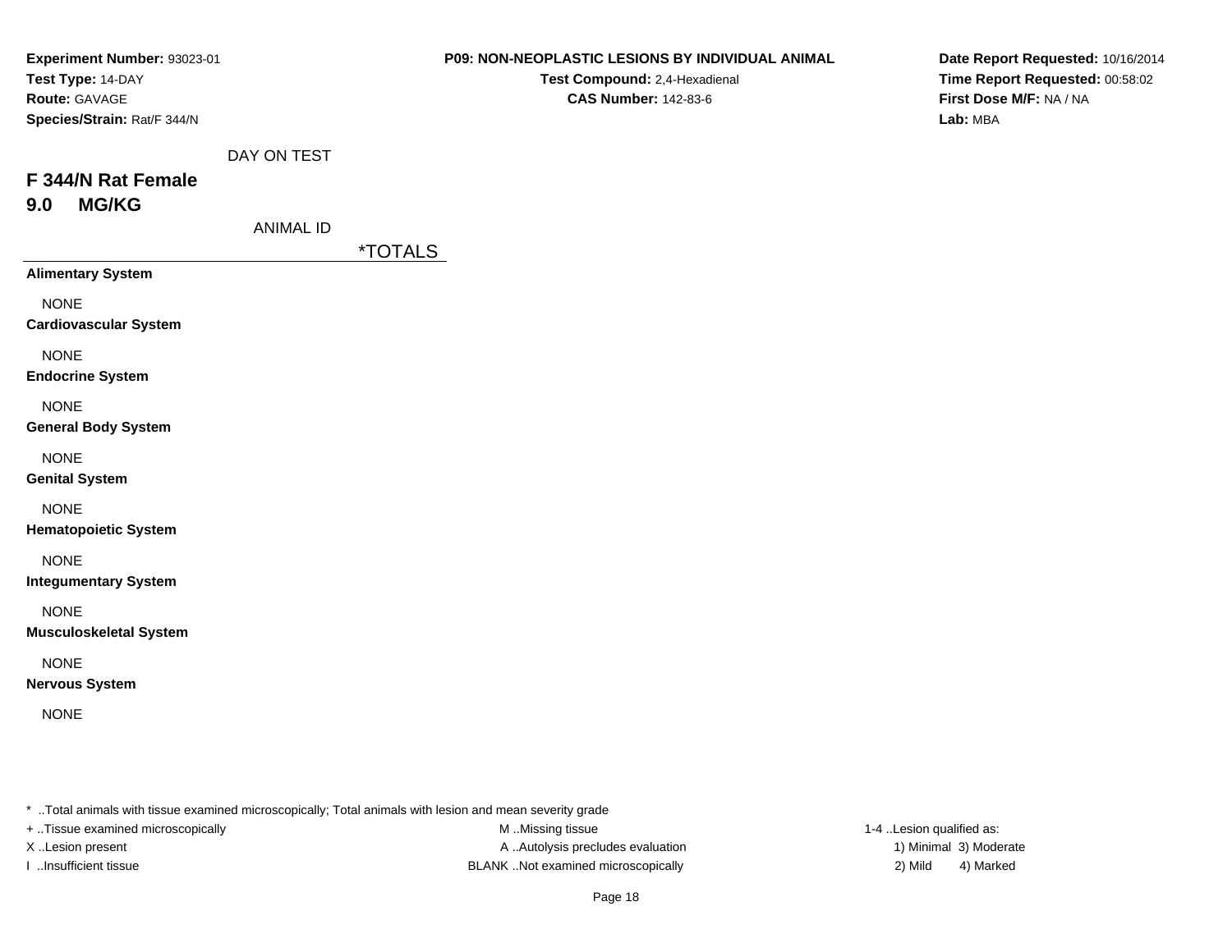**Experiment Number:** 93023-01
**Test Type:** 14-DAY
**Route:** GAVAGE
**Species/Strain:** Rat/F 344/N

**P09: NON-NEOPLASTIC LESIONS BY INDIVIDUAL ANIMAL**
**Test Compound:** 2,4-Hexadienal
**CAS Number:** 142-83-6

**Date Report Requested:** 10/16/2014
**Time Report Requested:** 00:58:02
**First Dose M/F:** NA / NA
**Lab:** MBA

DAY ON TEST

## F 344/N Rat Female
## 9.0 MG/KG

ANIMAL ID

| | *TOTALS |
|---|---|
| **Alimentary System** | |
| NONE | |
| **Cardiovascular System** | |
| NONE | |
| **Endocrine System** | |
| NONE | |
| **General Body System** | |
| NONE | |
| **Genital System** | |
| NONE | |
| **Hematopoietic System** | |
| NONE | |
| **Integumentary System** | |
| NONE | |
| **Musculoskeletal System** | |
| NONE | |
| **Nervous System** | |
| NONE | |

* ..Total animals with tissue examined microscopically; Total animals with lesion and mean severity grade
+ ..Tissue examined microscopically
X ..Lesion present
I ..Insufficient tissue
M ..Missing tissue
A ..Autolysis precludes evaluation
BLANK ..Not examined microscopically
1-4 ..Lesion qualified as:
1) Minimal 3) Moderate
2) Mild 4) Marked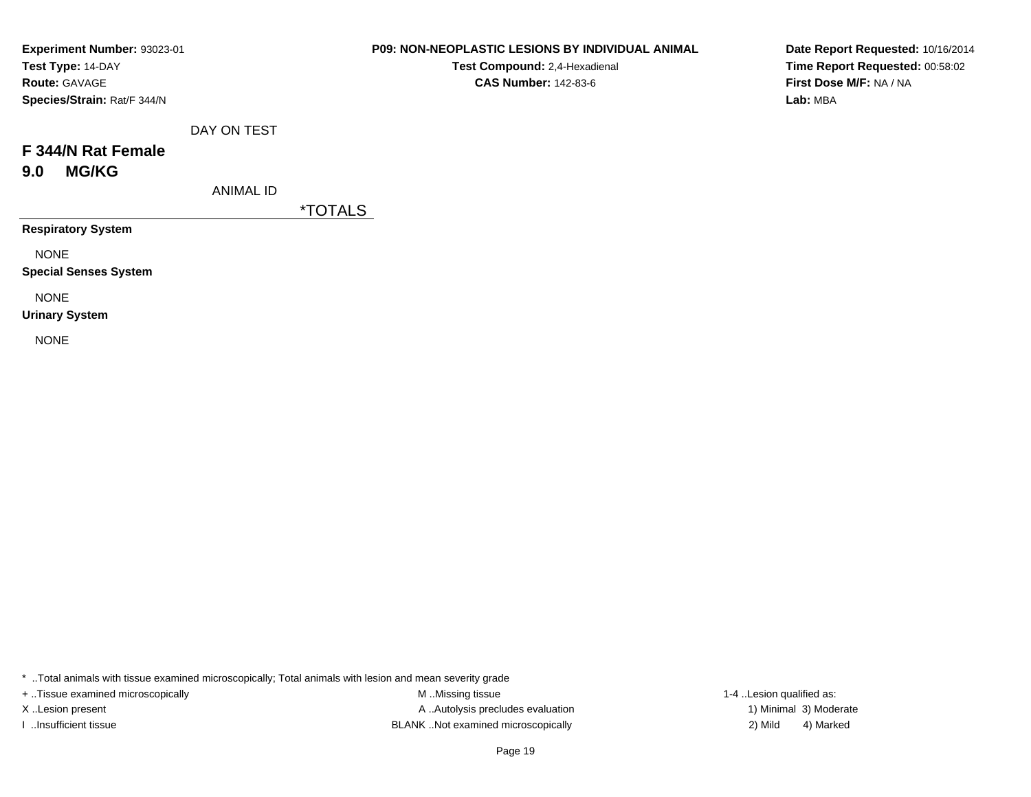**Experiment Number:** 93023-01
**Test Type:** 14-DAY
**Route:** GAVAGE
**Species/Strain:** Rat/F 344/N

**P09: NON-NEOPLASTIC LESIONS BY INDIVIDUAL ANIMAL**
**Test Compound:** 2,4-Hexadienal
**CAS Number:** 142-83-6

**Date Report Requested:** 10/16/2014
**Time Report Requested:** 00:58:02
**First Dose M/F:** NA / NA
**Lab:** MBA

DAY ON TEST

## F 344/N Rat Female
## 9.0 MG/KG

ANIMAL ID

*TOTALS

**Respiratory System**

NONE

**Special Senses System**

NONE

**Urinary System**

NONE

* ..Total animals with tissue examined microscopically; Total animals with lesion and mean severity grade

+ ..Tissue examined microscopically
X ..Lesion present
I ..Insufficient tissue

M ..Missing tissue
A ..Autolysis precludes evaluation
BLANK ..Not examined microscopically

1-4 ..Lesion qualified as:
1) Minimal 3) Moderate
2) Mild 4) Marked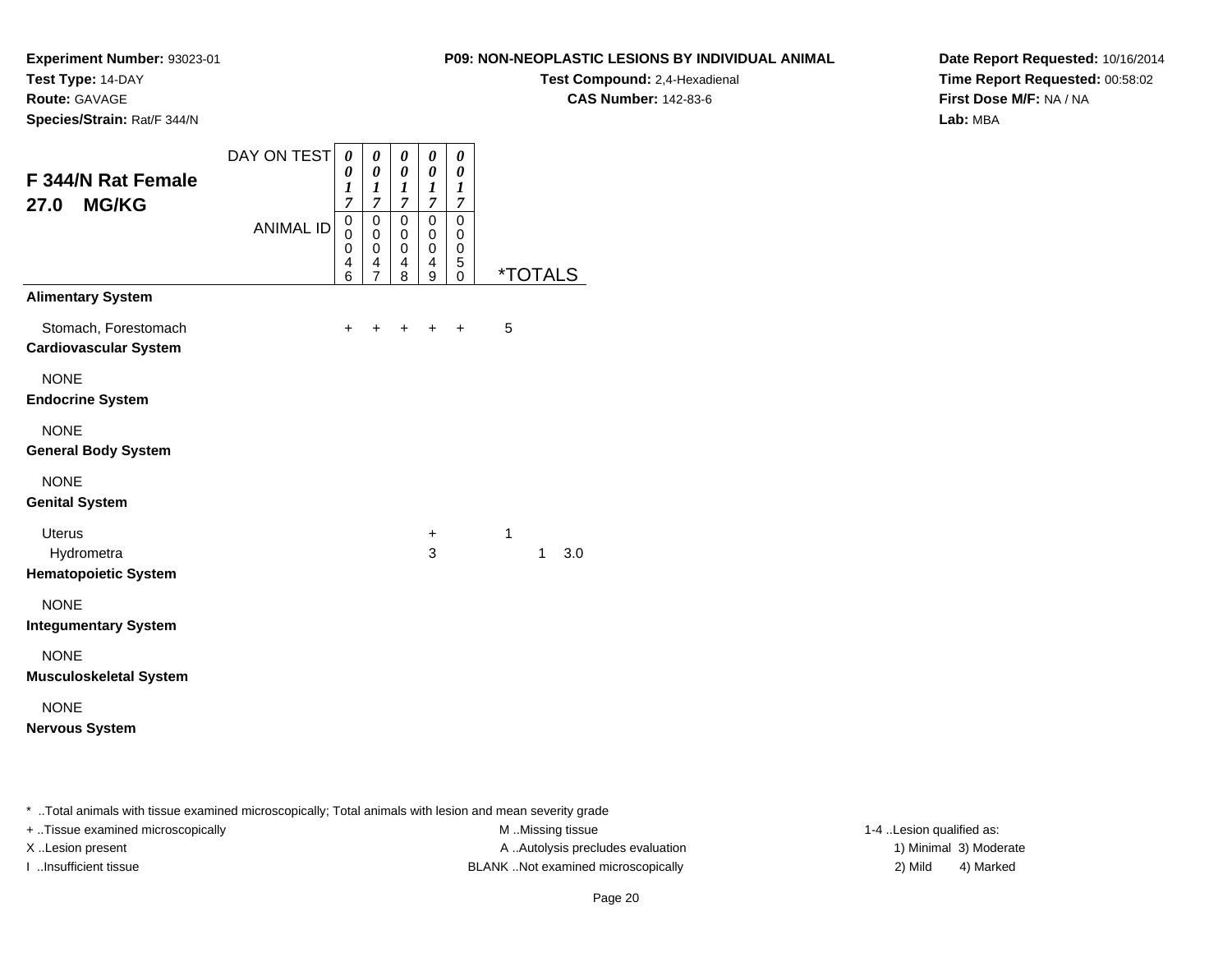**Experiment Number:** 93023-01
**Test Type:** 14-DAY
**Route:** GAVAGE
**Species/Strain:** Rat/F 344/N

**P09: NON-NEOPLASTIC LESIONS BY INDIVIDUAL ANIMAL**
**Test Compound:** 2,4-Hexadienal
**CAS Number:** 142-83-6

**Date Report Requested:** 10/16/2014
**Time Report Requested:** 00:58:02
**First Dose M/F:** NA / NA
**Lab:** MBA

## F 344/N Rat Female
## 27.0 MG/KG

| DAY ON TEST | 0017 | 0017 | 0017 | 0017 | 0017 | *TOTALS | | |
|---|---|---|---|---|---|---|---|---|
| ANIMAL ID | 00046 | 00047 | 00048 | 00049 | 00050 | | | |
| **Alimentary System** | | | | | | | | |
| Stomach, Forestomach | + | + | + | + | + | 5 | | |
| **Cardiovascular System** | | | | | | | | |
| NONE | | | | | | | | |
| **Endocrine System** | | | | | | | | |
| NONE | | | | | | | | |
| **General Body System** | | | | | | | | |
| NONE | | | | | | | | |
| **Genital System** | | | | | | | | |
| Uterus | | | | + | | 1 | | |
| Hydrometra | | | | 3 | | | 1 | 3.0 |
| **Hematopoietic System** | | | | | | | | |
| NONE | | | | | | | | |
| **Integumentary System** | | | | | | | | |
| NONE | | | | | | | | |
| **Musculoskeletal System** | | | | | | | | |
| NONE | | | | | | | | |
| **Nervous System** | | | | | | | | |

* ..Total animals with tissue examined microscopically; Total animals with lesion and mean severity grade
+ ..Tissue examined microscopically
X ..Lesion present
I ..Insufficient tissue
M ..Missing tissue
A ..Autolysis precludes evaluation
BLANK ..Not examined microscopically
1-4 ..Lesion qualified as:
1) Minimal 3) Moderate
2) Mild 4) Marked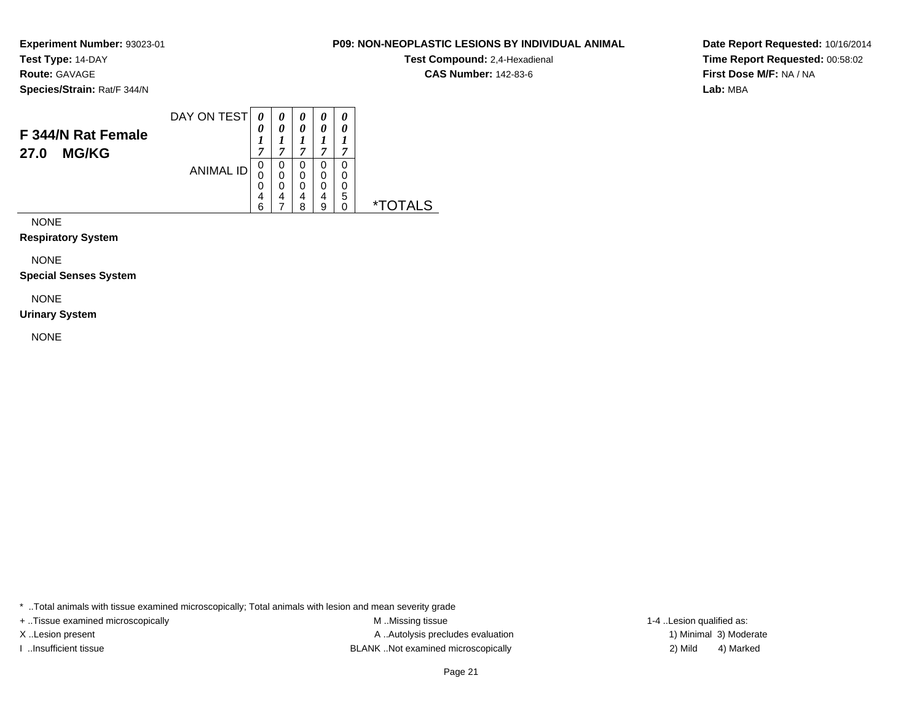**Experiment Number:** 93023-01
**Test Type:** 14-DAY
**Route:** GAVAGE
**Species/Strain:** Rat/F 344/N

**P09: NON-NEOPLASTIC LESIONS BY INDIVIDUAL ANIMAL**
**Test Compound:** 2,4-Hexadienal
**CAS Number:** 142-83-6

**Date Report Requested:** 10/16/2014
**Time Report Requested:** 00:58:02
**First Dose M/F:** NA / NA
**Lab:** MBA

## F 344/N Rat Female
## 27.0 MG/KG

| | | | | | | |
|---|---|---|---|---|---|---|
| DAY ON TEST | *0017* | *0017* | *0017* | *0017* | *0017* | |
| ANIMAL ID | 00046 | 00047 | 00048 | 00049 | 00050 | *TOTALS |
| NONE | | | | | | |
| **Respiratory System** | | | | | | |
| NONE | | | | | | |
| **Special Senses System** | | | | | | |
| NONE | | | | | | |
| **Urinary System** | | | | | | |
| NONE | | | | | | |

* ..Total animals with tissue examined microscopically; Total animals with lesion and mean severity grade
+ ..Tissue examined microscopically
X ..Lesion present
I ..Insufficient tissue
M ..Missing tissue
A ..Autolysis precludes evaluation
BLANK ..Not examined microscopically
1-4 ..Lesion qualified as:
1) Minimal 3) Moderate
2) Mild 4) Marked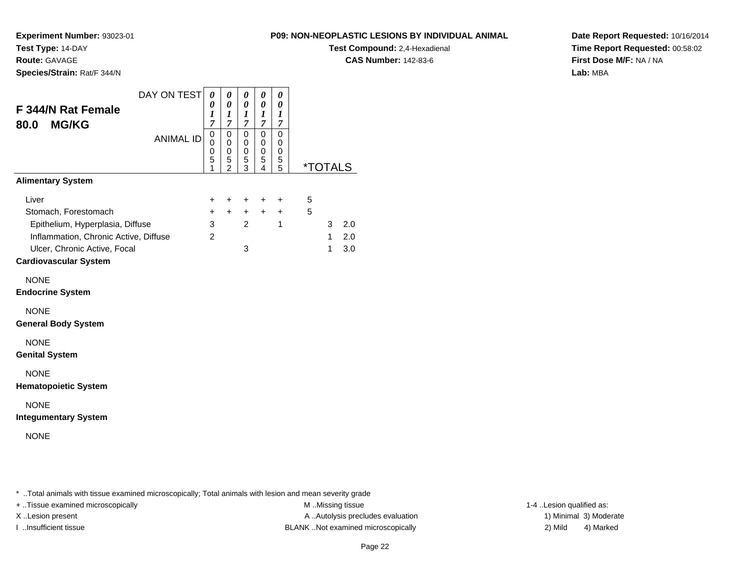**Experiment Number:** 93023-01
**Test Type:** 14-DAY
**Route:** GAVAGE
**Species/Strain:** Rat/F 344/N

**P09: NON-NEOPLASTIC LESIONS BY INDIVIDUAL ANIMAL**
**Test Compound:** 2,4-Hexadienal
**CAS Number:** 142-83-6

**Date Report Requested:** 10/16/2014
**Time Report Requested:** 00:58:02
**First Dose M/F:** NA / NA
**Lab:** MBA

## F 344/N Rat Female
## 80.0 MG/KG

| DAY ON TEST | 0017 | 0017 | 0017 | 0017 | 0017 | | |
|---|---|---|---|---|---|---|---|
| ANIMAL ID | 00051 | 00052 | 00053 | 00054 | 00055 | *TOTALS | |
| **Alimentary System** | | | | | | | |
| Liver | + | + | + | + | + | 5 | |
| Stomach, Forestomach | + | + | + | + | + | 5 | |
| Epithelium, Hyperplasia, Diffuse | 3 | | 2 | | 1 | 3 | 2.0 |
| Inflammation, Chronic Active, Diffuse | 2 | | | | | 1 | 2.0 |
| Ulcer, Chronic Active, Focal | | | 3 | | | 1 | 3.0 |
| **Cardiovascular System** | | | | | | | |
| NONE | | | | | | | |
| **Endocrine System** | | | | | | | |
| NONE | | | | | | | |
| **General Body System** | | | | | | | |
| NONE | | | | | | | |
| **Genital System** | | | | | | | |
| NONE | | | | | | | |
| **Hematopoietic System** | | | | | | | |
| NONE | | | | | | | |
| **Integumentary System** | | | | | | | |
| NONE | | | | | | | |

* ..Total animals with tissue examined microscopically; Total animals with lesion and mean severity grade

+ ..Tissue examined microscopically
X ..Lesion present
I ..Insufficient tissue

M ..Missing tissue
A ..Autolysis precludes evaluation
BLANK ..Not examined microscopically

1-4 ..Lesion qualified as:
1) Minimal 3) Moderate
2) Mild 4) Marked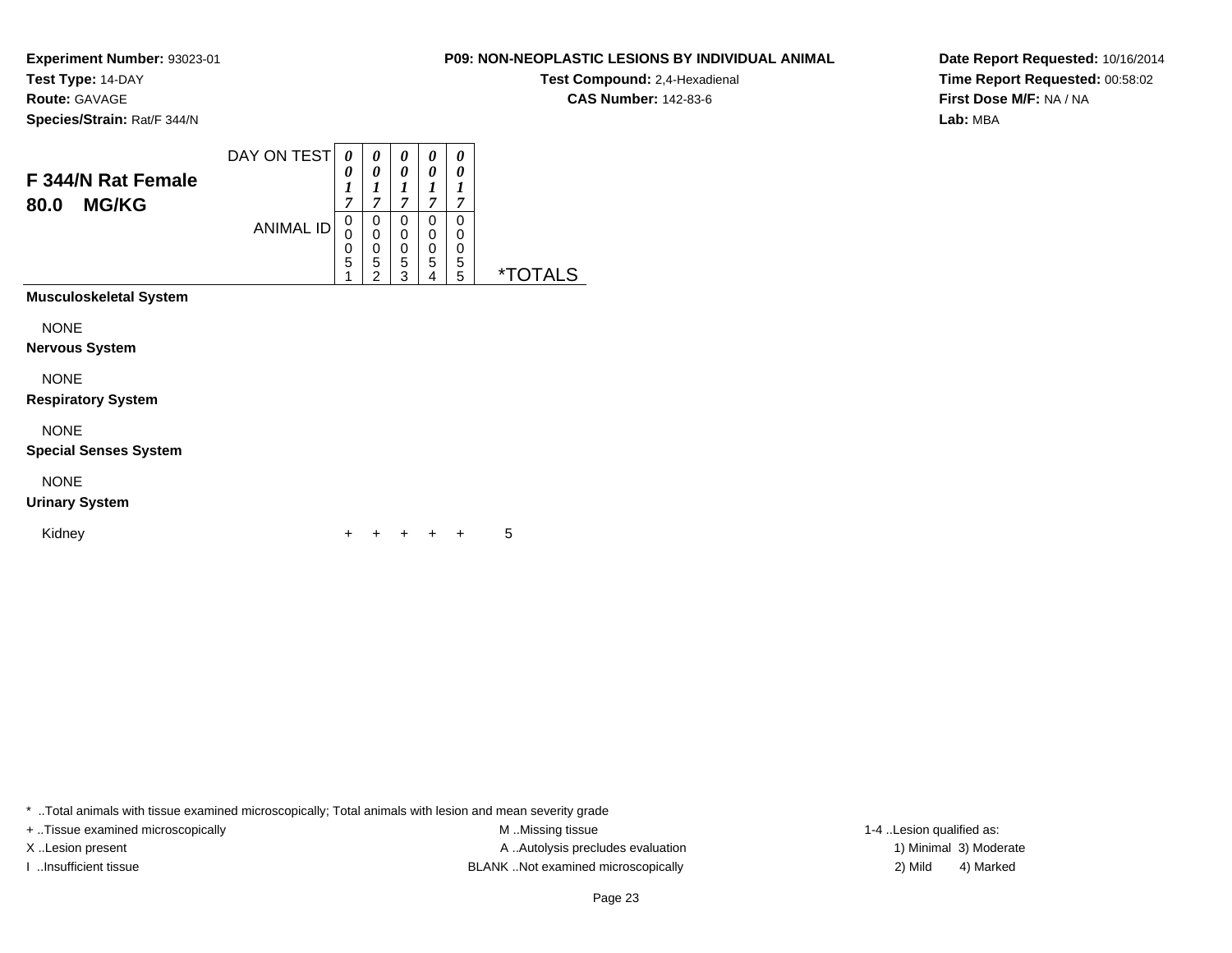**Experiment Number:** 93023-01
**Test Type:** 14-DAY
**Route:** GAVAGE
**Species/Strain:** Rat/F 344/N

**P09: NON-NEOPLASTIC LESIONS BY INDIVIDUAL ANIMAL**
**Test Compound:** 2,4-Hexadienal
**CAS Number:** 142-83-6

**Date Report Requested:** 10/16/2014
**Time Report Requested:** 00:58:02
**First Dose M/F:** NA / NA
**Lab:** MBA

## F 344/N Rat Female
## 80.0 MG/KG

| DAY ON TEST | 0017 | 0017 | 0017 | 0017 | 0017 | |
|---|---|---|---|---|---|---|
| ANIMAL ID | 00051 | 00052 | 00053 | 00054 | 00055 | *TOTALS |
| **Musculoskeletal System** | | | | | | |
| NONE | | | | | | |
| **Nervous System** | | | | | | |
| NONE | | | | | | |
| **Respiratory System** | | | | | | |
| NONE | | | | | | |
| **Special Senses System** | | | | | | |
| NONE | | | | | | |
| **Urinary System** | | | | | | |
| Kidney | + | + | + | + | + | 5 |

* ..Total animals with tissue examined microscopically; Total animals with lesion and mean severity grade
+ ..Tissue examined microscopically
X ..Lesion present
I ..Insufficient tissue
M ..Missing tissue
A ..Autolysis precludes evaluation
BLANK ..Not examined microscopically
1-4 ..Lesion qualified as:
1) Minimal 3) Moderate
2) Mild 4) Marked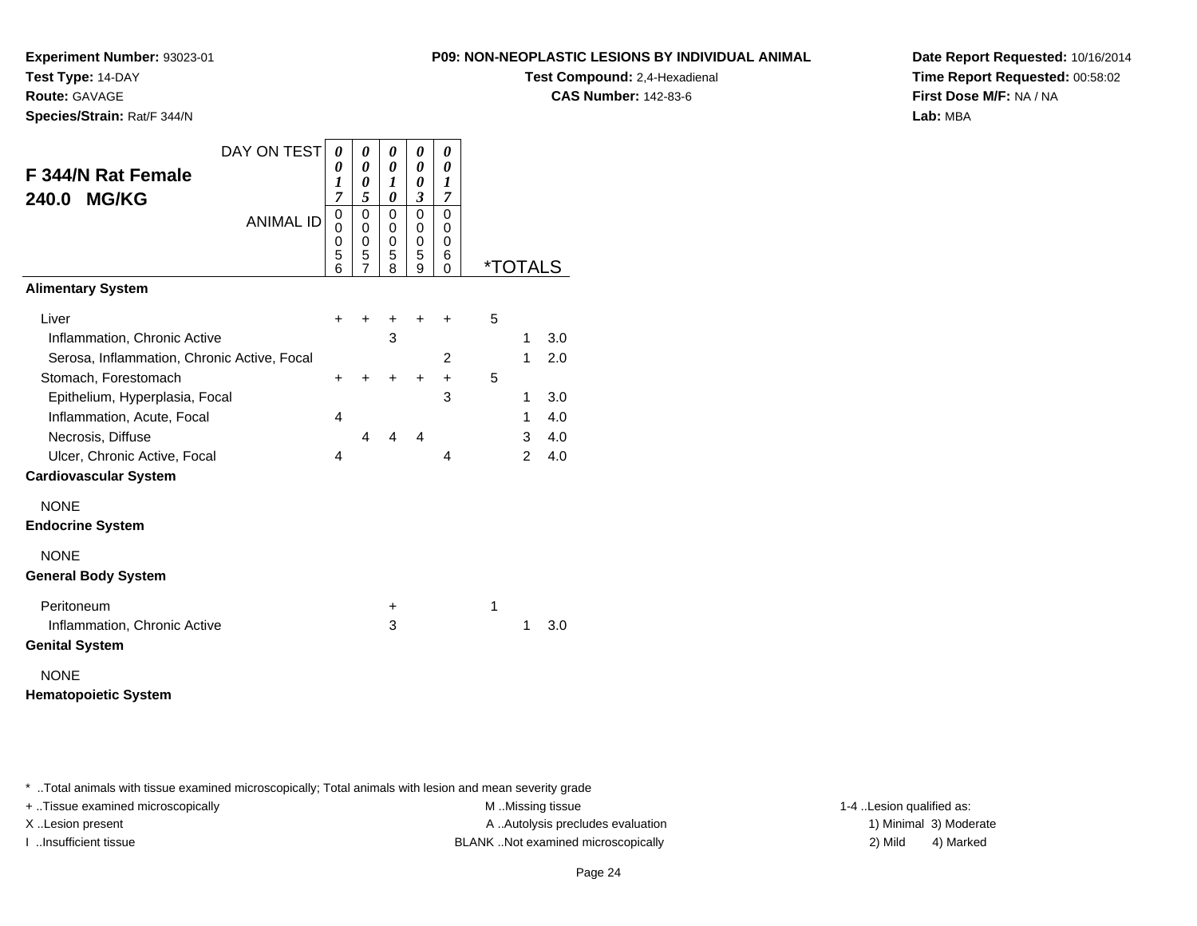**Experiment Number:** 93023-01
**Test Type:** 14-DAY
**Route:** GAVAGE
**Species/Strain:** Rat/F 344/N

**P09: NON-NEOPLASTIC LESIONS BY INDIVIDUAL ANIMAL**
**Test Compound:** 2,4-Hexadienal
**CAS Number:** 142-83-6

**Date Report Requested:** 10/16/2014
**Time Report Requested:** 00:58:02
**First Dose M/F:** NA / NA
**Lab:** MBA

## F 344/N Rat Female 240.0 MG/KG

| DAY ON TEST | 0017 | 0005 | 0010 | 0003 | 0017 | *TOTALS | | |
|---|---|---|---|---|---|---|---|---|
| ANIMAL ID | 00056 | 00057 | 00058 | 00059 | 00060 | | | |
| **Alimentary System** | | | | | | | | |
| Liver | + | + | + | + | + | 5 | | |
| Inflammation, Chronic Active | | | 3 | | | | 1 | 3.0 |
| Serosa, Inflammation, Chronic Active, Focal | | | | | 2 | | 1 | 2.0 |
| Stomach, Forestomach | + | + | + | + | + | 5 | | |
| Epithelium, Hyperplasia, Focal | | | | | 3 | | 1 | 3.0 |
| Inflammation, Acute, Focal | 4 | | | | | | 1 | 4.0 |
| Necrosis, Diffuse | | 4 | 4 | 4 | | | 3 | 4.0 |
| Ulcer, Chronic Active, Focal | 4 | | | | 4 | | 2 | 4.0 |
| **Cardiovascular System** | | | | | | | | |
| NONE | | | | | | | | |
| **Endocrine System** | | | | | | | | |
| NONE | | | | | | | | |
| **General Body System** | | | | | | | | |
| Peritoneum | | | + | | | 1 | | |
| Inflammation, Chronic Active | | | 3 | | | | 1 | 3.0 |
| **Genital System** | | | | | | | | |
| NONE | | | | | | | | |
| **Hematopoietic System** | | | | | | | | |

* ..Total animals with tissue examined microscopically; Total animals with lesion and mean severity grade
+ ..Tissue examined microscopically
X ..Lesion present
I ..Insufficient tissue
M ..Missing tissue
A ..Autolysis precludes evaluation
BLANK ..Not examined microscopically
1-4 ..Lesion qualified as:
1) Minimal 3) Moderate
2) Mild 4) Marked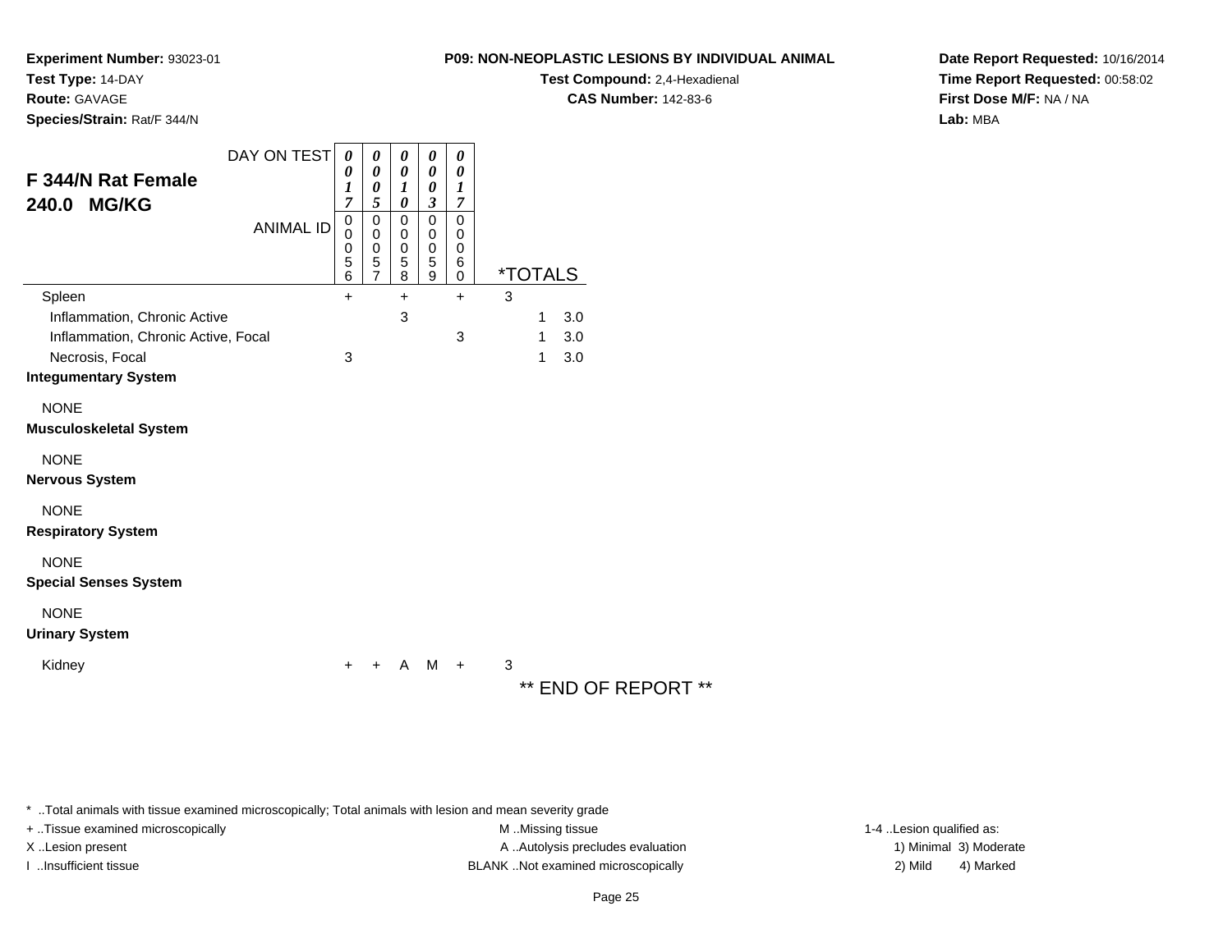**Experiment Number:** 93023-01
**Test Type:** 14-DAY
**Route:** GAVAGE
**Species/Strain:** Rat/F 344/N

**P09: NON-NEOPLASTIC LESIONS BY INDIVIDUAL ANIMAL**
**Test Compound:** 2,4-Hexadienal
**CAS Number:** 142-83-6

**Date Report Requested:** 10/16/2014
**Time Report Requested:** 00:58:02
**First Dose M/F:** NA / NA
**Lab:** MBA

## F 344/N Rat Female
## 240.0 MG/KG

| DAY ON TEST | 0017 | 0005 | 0010 | 0003 | 0017 | *TOTALS | |
|---|---|---|---|---|---|---|---|
| ANIMAL ID | 00056 | 00057 | 00058 | 00059 | 00060 | | |
| Spleen | + | | + | | + | 3 | |
| Inflammation, Chronic Active | | | 3 | | | 1 | 3.0 |
| Inflammation, Chronic Active, Focal | | | | | 3 | 1 | 3.0 |
| Necrosis, Focal | 3 | | | | | 1 | 3.0 |
| **Integumentary System** | | | | | | | |
| NONE | | | | | | | |
| **Musculoskeletal System** | | | | | | | |
| NONE | | | | | | | |
| **Nervous System** | | | | | | | |
| NONE | | | | | | | |
| **Respiratory System** | | | | | | | |
| NONE | | | | | | | |
| **Special Senses System** | | | | | | | |
| NONE | | | | | | | |
| **Urinary System** | | | | | | | |
| Kidney | + | + | A | M | + | 3 | |

** END OF REPORT **

* ..Total animals with tissue examined microscopically; Total animals with lesion and mean severity grade
+ ..Tissue examined microscopically
X ..Lesion present
I ..Insufficient tissue
M ..Missing tissue
A ..Autolysis precludes evaluation
BLANK ..Not examined microscopically
1-4 ..Lesion qualified as:
1) Minimal 3) Moderate
2) Mild 4) Marked